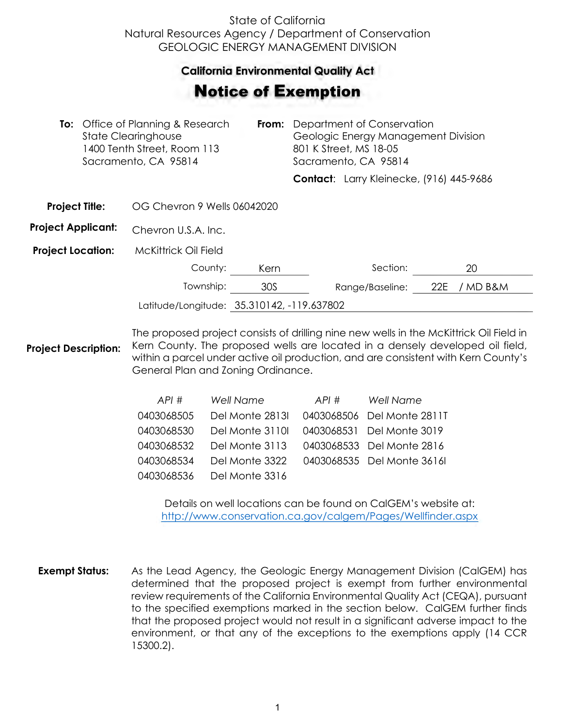State of California
Natural Resources Agency / Department of Conservation
GEOLOGIC ENERGY MANAGEMENT DIVISION

## California Environmental Quality Act

# Notice of Exemption

**To:** Office of Planning & Research
State Clearinghouse
1400 Tenth Street, Room 113
Sacramento, CA 95814

**From:** Department of Conservation
Geologic Energy Management Division
801 K Street, MS 18-05
Sacramento, CA 95814

**Contact**: Larry Kleinecke, (916) 445-9686

**Project Title:** OG Chevron 9 Wells 06042020

**Project Applicant:** Chevron U.S.A. Inc.

**Project Location:** McKittrick Oil Field

County: Kern   Section: 20

Township: 30S   Range/Baseline: 22E / MD B&M

Latitude/Longitude: 35.310142, -119.637802

**Project Description:** The proposed project consists of drilling nine new wells in the McKittrick Oil Field in Kern County. The proposed wells are located in a densely developed oil field, within a parcel under active oil production, and are consistent with Kern County's General Plan and Zoning Ordinance.

| *API #* | *Well Name* | *API #* | *Well Name* |
|---|---|---|---|
| 0403068505 | Del Monte 2813I | 0403068506 | Del Monte 2811T |
| 0403068530 | Del Monte 3110I | 0403068531 | Del Monte 3019 |
| 0403068532 | Del Monte 3113 | 0403068533 | Del Monte 2816 |
| 0403068534 | Del Monte 3322 | 0403068535 | Del Monte 3616I |
| 0403068536 | Del Monte 3316 | | |

Details on well locations can be found on CalGEM's website at:
http://www.conservation.ca.gov/calgem/Pages/Wellfinder.aspx

**Exempt Status:** As the Lead Agency, the Geologic Energy Management Division (CalGEM) has determined that the proposed project is exempt from further environmental review requirements of the California Environmental Quality Act (CEQA), pursuant to the specified exemptions marked in the section below. CalGEM further finds that the proposed project would not result in a significant adverse impact to the environment, or that any of the exceptions to the exemptions apply (14 CCR 15300.2).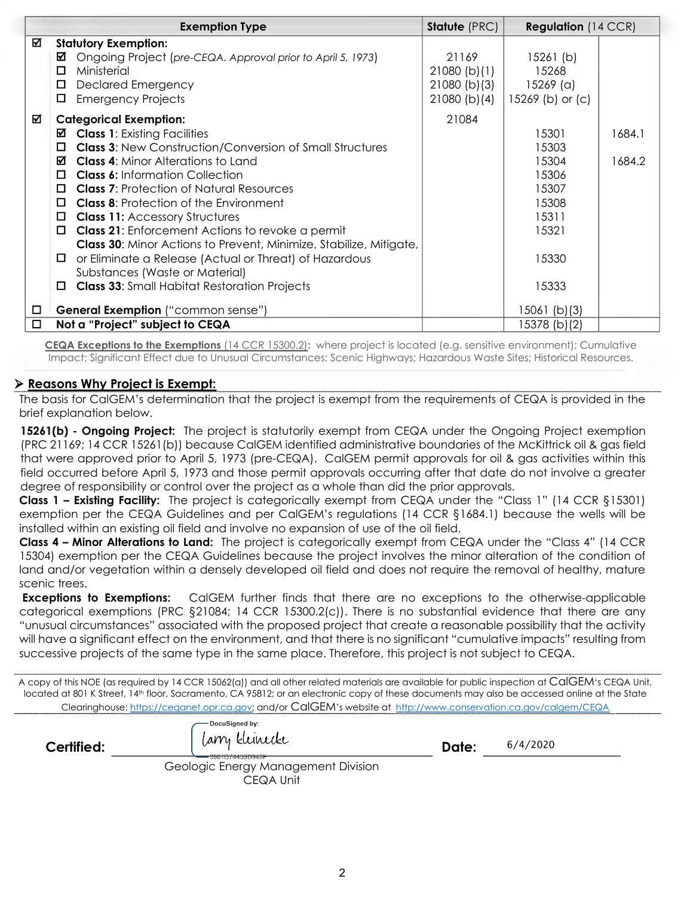| Exemption Type | Statute (PRC) | Regulation (14 CCR) | |
|---|---|---|---|
| ☑ **Statutory Exemption:** | | | |
| ☑ Ongoing Project (*pre-CEQA. Approval prior to April 5, 1973*) | 21169 | 15261 (b) | |
| ☐ Ministerial | 21080 (b)(1) | 15268 | |
| ☐ Declared Emergency | 21080 (b)(3) | 15269 (a) | |
| ☐ Emergency Projects | 21080 (b)(4) | 15269 (b) or (c) | |
| ☑ **Categorical Exemption:** | 21084 | | |
| ☑ **Class 1**: Existing Facilities | | 15301 | 1684.1 |
| ☐ **Class 3**: New Construction/Conversion of Small Structures | | 15303 | |
| ☑ **Class 4**: Minor Alterations to Land | | 15304 | 1684.2 |
| ☐ **Class 6:** Information Collection | | 15306 | |
| ☐ **Class 7**: Protection of Natural Resources | | 15307 | |
| ☐ **Class 8**: Protection of the Environment | | 15308 | |
| ☐ **Class 11:** Accessory Structures | | 15311 | |
| ☐ **Class 21**: Enforcement Actions to revoke a permit | | 15321 | |
| ☐ **Class 30**: Minor Actions to Prevent, Minimize, Stabilize, Mitigate, or Eliminate a Release (Actual or Threat) of Hazardous Substances (Waste or Material) | | 15330 | |
| ☐ **Class 33**: Small Habitat Restoration Projects | | 15333 | |
| ☐ **General Exemption** ("common sense") | | 15061 (b)(3) | |
| ☐ **Not a "Project" subject to CEQA** | | 15378 (b)(2) | |

CEQA Exceptions to the Exemptions (14 CCR 15300.2): where project is located (e.g. sensitive environment); Cumulative Impact; Significant Effect due to Unusual Circumstances; Scenic Highways; Hazardous Waste Sites; Historical Resources.

## ➢ Reasons Why Project is Exempt:

The basis for CalGEM's determination that the project is exempt from the requirements of CEQA is provided in the brief explanation below.

**15261(b) - Ongoing Project:** The project is statutorily exempt from CEQA under the Ongoing Project exemption (PRC 21169; 14 CCR 15261(b)) because CalGEM identified administrative boundaries of the McKittrick oil & gas field that were approved prior to April 5, 1973 (pre-CEQA). CalGEM permit approvals for oil & gas activities within this field occurred before April 5, 1973 and those permit approvals occurring after that date do not involve a greater degree of responsibility or control over the project as a whole than did the prior approvals.

**Class 1 – Existing Facility:** The project is categorically exempt from CEQA under the "Class 1" (14 CCR §15301) exemption per the CEQA Guidelines and per CalGEM's regulations (14 CCR §1684.1) because the wells will be installed within an existing oil field and involve no expansion of use of the oil field.

**Class 4 – Minor Alterations to Land:** The project is categorically exempt from CEQA under the "Class 4" (14 CCR 15304) exemption per the CEQA Guidelines because the project involves the minor alteration of the condition of land and/or vegetation within a densely developed oil field and does not require the removal of healthy, mature scenic trees.

**Exceptions to Exemptions:** CalGEM further finds that there are no exceptions to the otherwise-applicable categorical exemptions (PRC §21084; 14 CCR 15300.2(c)). There is no substantial evidence that there are any "unusual circumstances" associated with the proposed project that create a reasonable possibility that the activity will have a significant effect on the environment, and that there is no significant "cumulative impacts" resulting from successive projects of the same type in the same place. Therefore, this project is not subject to CEQA.

A copy of this NOE (as required by 14 CCR 15062(a)) and all other related materials are available for public inspection at CalGEM's CEQA Unit, located at 801 K Street, 14th floor, Sacramento, CA 95812; or an electronic copy of these documents may also be accessed online at the State Clearinghouse: https://ceqanet.opr.ca.gov; and/or CalGEM's website at http://www.conservation.ca.gov/calgem/CEQA

**Certified:** DocuSigned by: Larry Kleinecke 3961D74459D946F...
Geologic Energy Management Division
CEQA Unit

**Date:** 6/4/2020